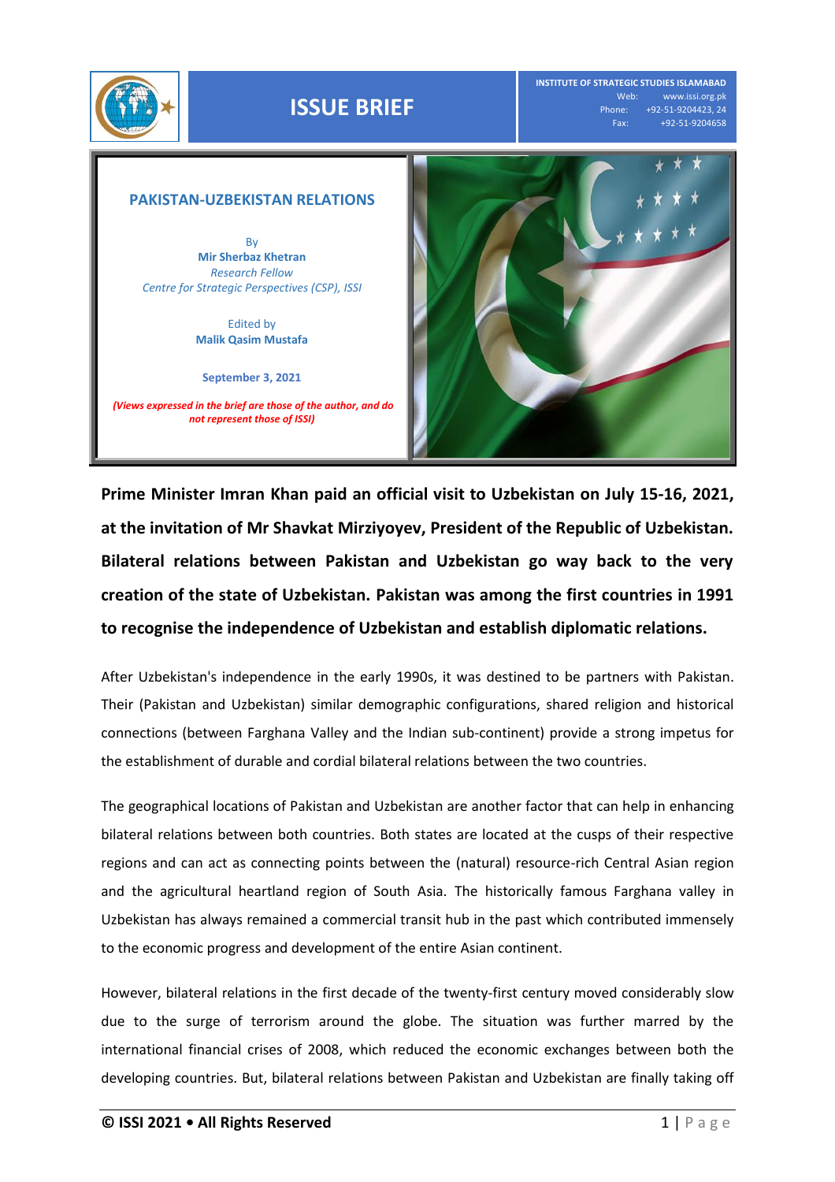ISSUE BRIEF

INSTITUTE OF STRATEGIC STUDIES ISLAMABAD
Web: www.issi.org.pk
Phone: +92-51-9204423, 24
Fax: +92-51-9204658

# PAKISTAN-UZBEKISTAN RELATIONS

By
**Mir Sherbaz Khetran**
*Research Fellow*
*Centre for Strategic Perspectives (CSP), ISSI*

Edited by
**Malik Qasim Mustafa**

**September 3, 2021**

***(Views expressed in the brief are those of the author, and do not represent those of ISSI)***

**Prime Minister Imran Khan paid an official visit to Uzbekistan on July 15-16, 2021, at the invitation of Mr Shavkat Mirziyoyev, President of the Republic of Uzbekistan. Bilateral relations between Pakistan and Uzbekistan go way back to the very creation of the state of Uzbekistan. Pakistan was among the first countries in 1991 to recognise the independence of Uzbekistan and establish diplomatic relations.**

After Uzbekistan's independence in the early 1990s, it was destined to be partners with Pakistan. Their (Pakistan and Uzbekistan) similar demographic configurations, shared religion and historical connections (between Farghana Valley and the Indian sub-continent) provide a strong impetus for the establishment of durable and cordial bilateral relations between the two countries.

The geographical locations of Pakistan and Uzbekistan are another factor that can help in enhancing bilateral relations between both countries. Both states are located at the cusps of their respective regions and can act as connecting points between the (natural) resource-rich Central Asian region and the agricultural heartland region of South Asia. The historically famous Farghana valley in Uzbekistan has always remained a commercial transit hub in the past which contributed immensely to the economic progress and development of the entire Asian continent.

However, bilateral relations in the first decade of the twenty-first century moved considerably slow due to the surge of terrorism around the globe. The situation was further marred by the international financial crises of 2008, which reduced the economic exchanges between both the developing countries. But, bilateral relations between Pakistan and Uzbekistan are finally taking off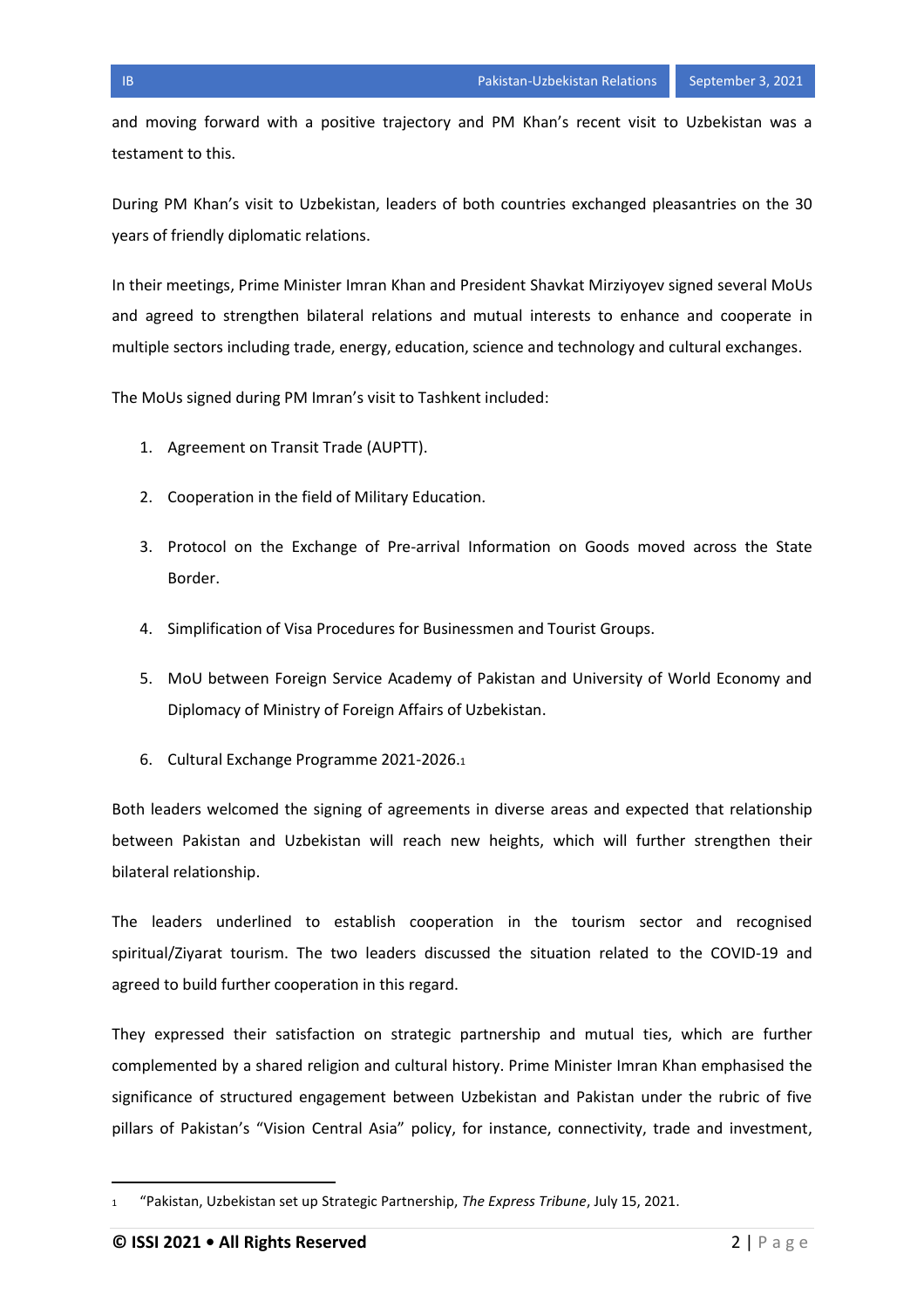and moving forward with a positive trajectory and PM Khan's recent visit to Uzbekistan was a testament to this.

During PM Khan's visit to Uzbekistan, leaders of both countries exchanged pleasantries on the 30 years of friendly diplomatic relations.

In their meetings, Prime Minister Imran Khan and President Shavkat Mirziyoyev signed several MoUs and agreed to strengthen bilateral relations and mutual interests to enhance and cooperate in multiple sectors including trade, energy, education, science and technology and cultural exchanges.

The MoUs signed during PM Imran's visit to Tashkent included:

1. Agreement on Transit Trade (AUPTT).
2. Cooperation in the field of Military Education.
3. Protocol on the Exchange of Pre-arrival Information on Goods moved across the State Border.
4. Simplification of Visa Procedures for Businessmen and Tourist Groups.
5. MoU between Foreign Service Academy of Pakistan and University of World Economy and Diplomacy of Ministry of Foreign Affairs of Uzbekistan.
6. Cultural Exchange Programme 2021-2026.[1]

Both leaders welcomed the signing of agreements in diverse areas and expected that relationship between Pakistan and Uzbekistan will reach new heights, which will further strengthen their bilateral relationship.

The leaders underlined to establish cooperation in the tourism sector and recognised spiritual/Ziyarat tourism. The two leaders discussed the situation related to the COVID-19 and agreed to build further cooperation in this regard.

They expressed their satisfaction on strategic partnership and mutual ties, which are further complemented by a shared religion and cultural history. Prime Minister Imran Khan emphasised the significance of structured engagement between Uzbekistan and Pakistan under the rubric of five pillars of Pakistan's "Vision Central Asia" policy, for instance, connectivity, trade and investment,

---

[1] "Pakistan, Uzbekistan set up Strategic Partnership, *The Express Tribune*, July 15, 2021.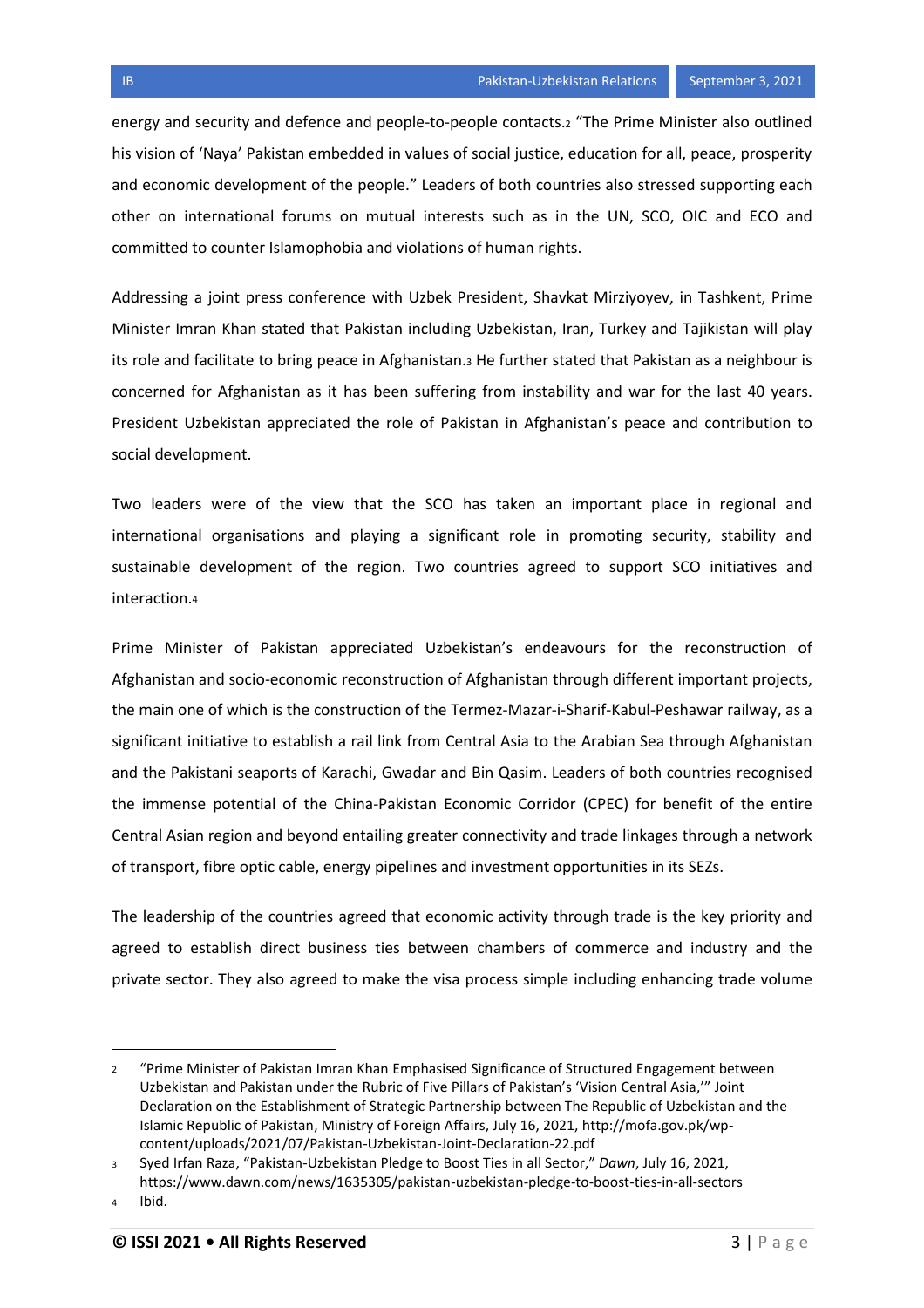energy and security and defence and people-to-people contacts.[2] "The Prime Minister also outlined his vision of 'Naya' Pakistan embedded in values of social justice, education for all, peace, prosperity and economic development of the people." Leaders of both countries also stressed supporting each other on international forums on mutual interests such as in the UN, SCO, OIC and ECO and committed to counter Islamophobia and violations of human rights.

Addressing a joint press conference with Uzbek President, Shavkat Mirziyoyev, in Tashkent, Prime Minister Imran Khan stated that Pakistan including Uzbekistan, Iran, Turkey and Tajikistan will play its role and facilitate to bring peace in Afghanistan.[3] He further stated that Pakistan as a neighbour is concerned for Afghanistan as it has been suffering from instability and war for the last 40 years. President Uzbekistan appreciated the role of Pakistan in Afghanistan's peace and contribution to social development.

Two leaders were of the view that the SCO has taken an important place in regional and international organisations and playing a significant role in promoting security, stability and sustainable development of the region. Two countries agreed to support SCO initiatives and interaction.[4]

Prime Minister of Pakistan appreciated Uzbekistan's endeavours for the reconstruction of Afghanistan and socio-economic reconstruction of Afghanistan through different important projects, the main one of which is the construction of the Termez-Mazar-i-Sharif-Kabul-Peshawar railway, as a significant initiative to establish a rail link from Central Asia to the Arabian Sea through Afghanistan and the Pakistani seaports of Karachi, Gwadar and Bin Qasim. Leaders of both countries recognised the immense potential of the China-Pakistan Economic Corridor (CPEC) for benefit of the entire Central Asian region and beyond entailing greater connectivity and trade linkages through a network of transport, fibre optic cable, energy pipelines and investment opportunities in its SEZs.

The leadership of the countries agreed that economic activity through trade is the key priority and agreed to establish direct business ties between chambers of commerce and industry and the private sector. They also agreed to make the visa process simple including enhancing trade volume

---

[2] "Prime Minister of Pakistan Imran Khan Emphasised Significance of Structured Engagement between Uzbekistan and Pakistan under the Rubric of Five Pillars of Pakistan's 'Vision Central Asia,'" Joint Declaration on the Establishment of Strategic Partnership between The Republic of Uzbekistan and the Islamic Republic of Pakistan, Ministry of Foreign Affairs, July 16, 2021, http://mofa.gov.pk/wp-content/uploads/2021/07/Pakistan-Uzbekistan-Joint-Declaration-22.pdf

[3] Syed Irfan Raza, "Pakistan-Uzbekistan Pledge to Boost Ties in all Sector," *Dawn*, July 16, 2021, https://www.dawn.com/news/1635305/pakistan-uzbekistan-pledge-to-boost-ties-in-all-sectors

[4] Ibid.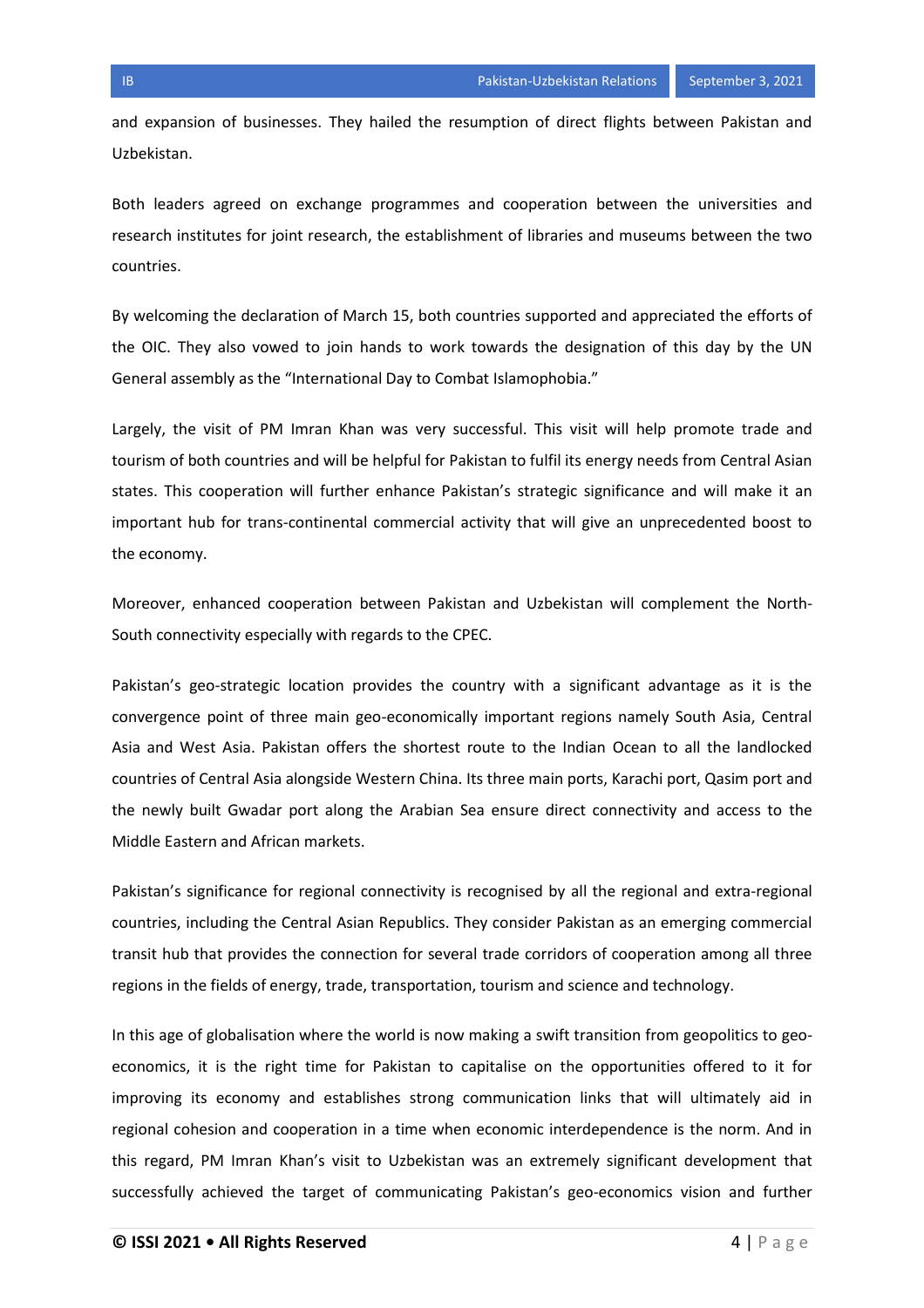and expansion of businesses. They hailed the resumption of direct flights between Pakistan and Uzbekistan.

Both leaders agreed on exchange programmes and cooperation between the universities and research institutes for joint research, the establishment of libraries and museums between the two countries.

By welcoming the declaration of March 15, both countries supported and appreciated the efforts of the OIC. They also vowed to join hands to work towards the designation of this day by the UN General assembly as the "International Day to Combat Islamophobia."

Largely, the visit of PM Imran Khan was very successful. This visit will help promote trade and tourism of both countries and will be helpful for Pakistan to fulfil its energy needs from Central Asian states. This cooperation will further enhance Pakistan's strategic significance and will make it an important hub for trans-continental commercial activity that will give an unprecedented boost to the economy.

Moreover, enhanced cooperation between Pakistan and Uzbekistan will complement the North-South connectivity especially with regards to the CPEC.

Pakistan's geo-strategic location provides the country with a significant advantage as it is the convergence point of three main geo-economically important regions namely South Asia, Central Asia and West Asia. Pakistan offers the shortest route to the Indian Ocean to all the landlocked countries of Central Asia alongside Western China. Its three main ports, Karachi port, Qasim port and the newly built Gwadar port along the Arabian Sea ensure direct connectivity and access to the Middle Eastern and African markets.

Pakistan's significance for regional connectivity is recognised by all the regional and extra-regional countries, including the Central Asian Republics. They consider Pakistan as an emerging commercial transit hub that provides the connection for several trade corridors of cooperation among all three regions in the fields of energy, trade, transportation, tourism and science and technology.

In this age of globalisation where the world is now making a swift transition from geopolitics to geo-economics, it is the right time for Pakistan to capitalise on the opportunities offered to it for improving its economy and establishes strong communication links that will ultimately aid in regional cohesion and cooperation in a time when economic interdependence is the norm. And in this regard, PM Imran Khan's visit to Uzbekistan was an extremely significant development that successfully achieved the target of communicating Pakistan's geo-economics vision and further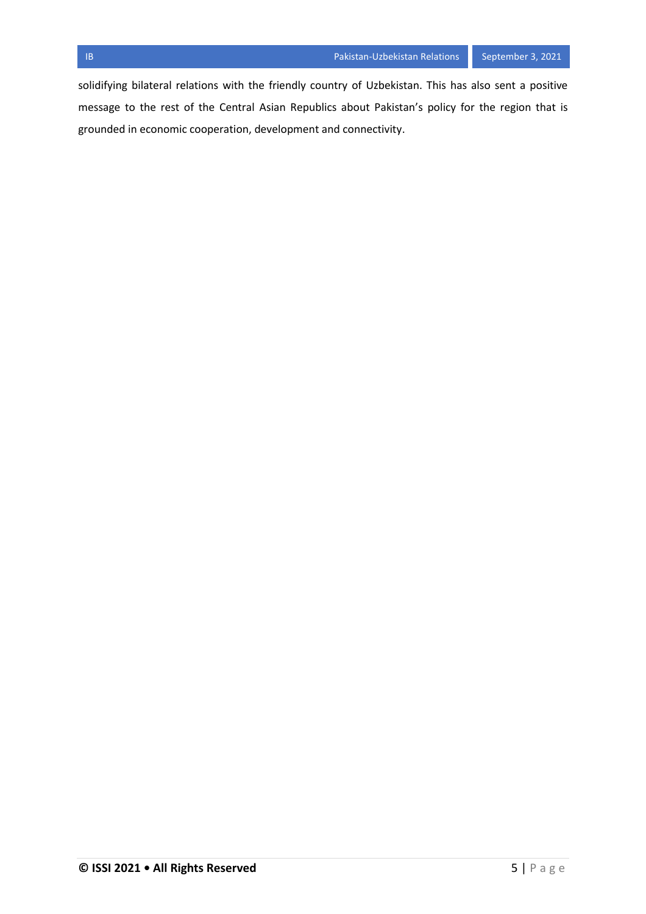solidifying bilateral relations with the friendly country of Uzbekistan. This has also sent a positive message to the rest of the Central Asian Republics about Pakistan's policy for the region that is grounded in economic cooperation, development and connectivity.